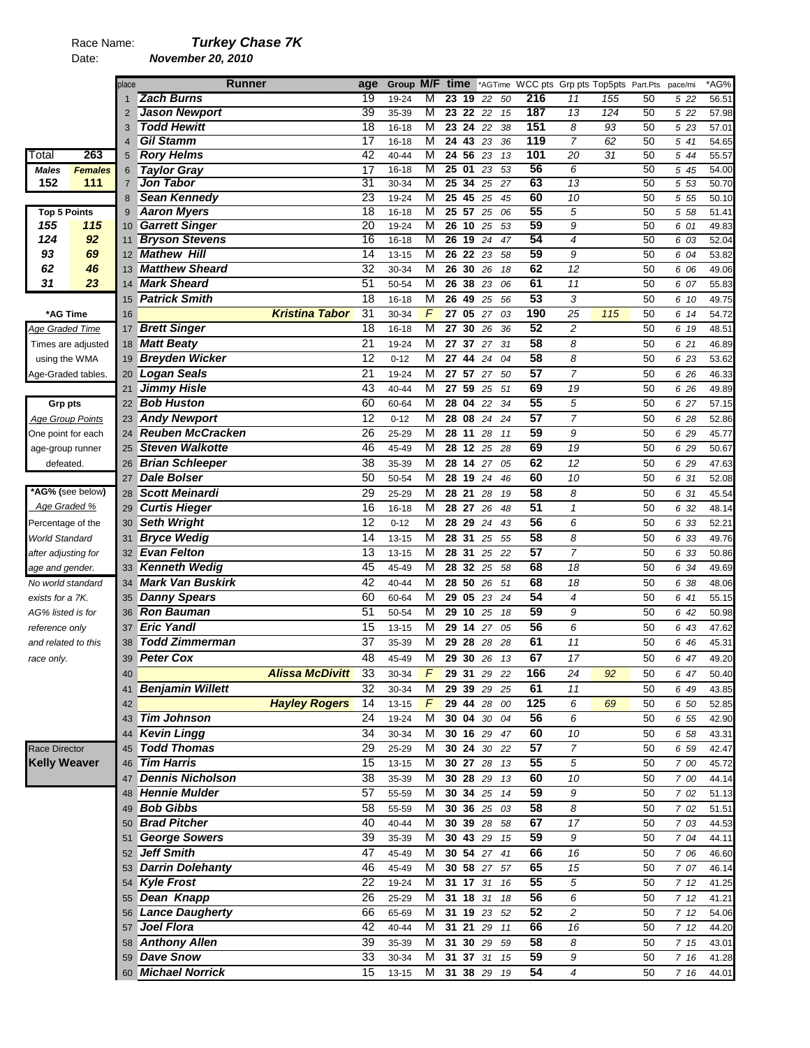Race Name: ***Turkey Chase 7K***

Date: ***November 20, 2010***

| Total | 263 |
|---|---|
| **Males** | **Females** |
| 152 | 111 |

| Top 5 Points | |
|---|---|
| 155 | 115 |
| 124 | 92 |
| 93 | 69 |
| 62 | 46 |
| 31 | 23 |

**\*AG Time**
*Age Graded Time*
Times are adjusted using the WMA Age-Graded tables.

**Grp pts**
*Age Group Points*
One point for each age-group runner defeated.

**\*AG% (see below)**
*Age Graded %*
Percentage of the World Standard after adjusting for age and gender.
*No world standard exists for a 7K. AG% listed is for reference only and related to this race only.*

Race Director
**Kelly Weaver**

| place | Runner | | age | Group | M/F | time | *AGTime | WCC pts | Grp pts | Top5pts | Part.Pts | pace/mi | *AG% |
|---|---|---|---|---|---|---|---|---|---|---|---|---|---|
| 1 | Zach Burns | | 19 | 19-24 | M | 23 19 | 22 50 | 216 | 11 | 155 | 50 | 5 22 | 56.51 |
| 2 | Jason Newport | | 39 | 35-39 | M | 23 22 | 22 15 | 187 | 13 | 124 | 50 | 5 22 | 57.98 |
| 3 | Todd Hewitt | | 18 | 16-18 | M | 23 24 | 22 38 | 151 | 8 | 93 | 50 | 5 23 | 57.01 |
| 4 | Gil Stamm | | 17 | 16-18 | M | 24 43 | 23 36 | 119 | 7 | 62 | 50 | 5 41 | 54.65 |
| 5 | Rory Helms | | 42 | 40-44 | M | 24 56 | 23 13 | 101 | 20 | 31 | 50 | 5 44 | 55.57 |
| 6 | Taylor Gray | | 17 | 16-18 | M | 25 01 | 23 53 | 56 | 6 | | 50 | 5 45 | 54.00 |
| 7 | Jon Tabor | | 31 | 30-34 | M | 25 34 | 25 27 | 63 | 13 | | 50 | 5 53 | 50.70 |
| 8 | Sean Kennedy | | 23 | 19-24 | M | 25 45 | 25 45 | 60 | 10 | | 50 | 5 55 | 50.10 |
| 9 | Aaron Myers | | 18 | 16-18 | M | 25 57 | 25 06 | 55 | 5 | | 50 | 5 58 | 51.41 |
| 10 | Garrett Singer | | 20 | 19-24 | M | 26 10 | 25 53 | 59 | 9 | | 50 | 6 01 | 49.83 |
| 11 | Bryson Stevens | | 16 | 16-18 | M | 26 19 | 24 47 | 54 | 4 | | 50 | 6 03 | 52.04 |
| 12 | Mathew Hill | | 14 | 13-15 | M | 26 22 | 23 58 | 59 | 9 | | 50 | 6 04 | 53.82 |
| 13 | Matthew Sheard | | 32 | 30-34 | M | 26 30 | 26 18 | 62 | 12 | | 50 | 6 06 | 49.06 |
| 14 | Mark Sheard | | 51 | 50-54 | M | 26 38 | 23 06 | 61 | 11 | | 50 | 6 07 | 55.83 |
| 15 | Patrick Smith | | 18 | 16-18 | M | 26 49 | 25 56 | 53 | 3 | | 50 | 6 10 | 49.75 |
| 16 | | Kristina Tabor | 31 | 30-34 | F | 27 05 | 27 03 | 190 | 25 | 115 | 50 | 6 14 | 54.72 |
| 17 | Brett Singer | | 18 | 16-18 | M | 27 30 | 26 36 | 52 | 2 | | 50 | 6 19 | 48.51 |
| 18 | Matt Beaty | | 21 | 19-24 | M | 27 37 | 27 31 | 58 | 8 | | 50 | 6 21 | 46.89 |
| 19 | Breyden Wicker | | 12 | 0-12 | M | 27 44 | 24 04 | 58 | 8 | | 50 | 6 23 | 53.62 |
| 20 | Logan Seals | | 21 | 19-24 | M | 27 57 | 27 50 | 57 | 7 | | 50 | 6 26 | 46.33 |
| 21 | Jimmy Hisle | | 43 | 40-44 | M | 27 59 | 25 51 | 69 | 19 | | 50 | 6 26 | 49.89 |
| 22 | Bob Huston | | 60 | 60-64 | M | 28 04 | 22 34 | 55 | 5 | | 50 | 6 27 | 57.15 |
| 23 | Andy Newport | | 12 | 0-12 | M | 28 08 | 24 24 | 57 | 7 | | 50 | 6 28 | 52.86 |
| 24 | Reuben McCracken | | 26 | 25-29 | M | 28 11 | 28 11 | 59 | 9 | | 50 | 6 29 | 45.77 |
| 25 | Steven Walkotte | | 46 | 45-49 | M | 28 12 | 25 28 | 69 | 19 | | 50 | 6 29 | 50.67 |
| 26 | Brian Schleeper | | 38 | 35-39 | M | 28 14 | 27 05 | 62 | 12 | | 50 | 6 29 | 47.63 |
| 27 | Dale Bolser | | 50 | 50-54 | M | 28 19 | 24 46 | 60 | 10 | | 50 | 6 31 | 52.08 |
| 28 | Scott Meinardi | | 29 | 25-29 | M | 28 21 | 28 19 | 58 | 8 | | 50 | 6 31 | 45.54 |
| 29 | Curtis Hieger | | 16 | 16-18 | M | 28 27 | 26 48 | 51 | 1 | | 50 | 6 32 | 48.14 |
| 30 | Seth Wright | | 12 | 0-12 | M | 28 29 | 24 43 | 56 | 6 | | 50 | 6 33 | 52.21 |
| 31 | Bryce Wedig | | 14 | 13-15 | M | 28 31 | 25 55 | 58 | 8 | | 50 | 6 33 | 49.76 |
| 32 | Evan Felton | | 13 | 13-15 | M | 28 31 | 25 22 | 57 | 7 | | 50 | 6 33 | 50.86 |
| 33 | Kenneth Wedig | | 45 | 45-49 | M | 28 32 | 25 58 | 68 | 18 | | 50 | 6 34 | 49.69 |
| 34 | Mark Van Buskirk | | 42 | 40-44 | M | 28 50 | 26 51 | 68 | 18 | | 50 | 6 38 | 48.06 |
| 35 | Danny Spears | | 60 | 60-64 | M | 29 05 | 23 24 | 54 | 4 | | 50 | 6 41 | 55.15 |
| 36 | Ron Bauman | | 51 | 50-54 | M | 29 10 | 25 18 | 59 | 9 | | 50 | 6 42 | 50.98 |
| 37 | Eric Yandl | | 15 | 13-15 | M | 29 14 | 27 05 | 56 | 6 | | 50 | 6 43 | 47.62 |
| 38 | Todd Zimmerman | | 37 | 35-39 | M | 29 28 | 28 28 | 61 | 11 | | 50 | 6 46 | 45.31 |
| 39 | Peter Cox | | 48 | 45-49 | M | 29 30 | 26 13 | 67 | 17 | | 50 | 6 47 | 49.20 |
| 40 | | Alissa McDivitt | 33 | 30-34 | F | 29 31 | 29 22 | 166 | 24 | 92 | 50 | 6 47 | 50.40 |
| 41 | Benjamin Willett | | 32 | 30-34 | M | 29 39 | 29 25 | 61 | 11 | | 50 | 6 49 | 43.85 |
| 42 | | Hayley Rogers | 14 | 13-15 | F | 29 44 | 28 00 | 125 | 6 | 69 | 50 | 6 50 | 52.85 |
| 43 | Tim Johnson | | 24 | 19-24 | M | 30 04 | 30 04 | 56 | 6 | | 50 | 6 55 | 42.90 |
| 44 | Kevin Lingg | | 34 | 30-34 | M | 30 16 | 29 47 | 60 | 10 | | 50 | 6 58 | 43.31 |
| 45 | Todd Thomas | | 29 | 25-29 | M | 30 24 | 30 22 | 57 | 7 | | 50 | 6 59 | 42.47 |
| 46 | Tim Harris | | 15 | 13-15 | M | 30 27 | 28 13 | 55 | 5 | | 50 | 7 00 | 45.72 |
| 47 | Dennis Nicholson | | 38 | 35-39 | M | 30 28 | 29 13 | 60 | 10 | | 50 | 7 00 | 44.14 |
| 48 | Hennie Mulder | | 57 | 55-59 | M | 30 34 | 25 14 | 59 | 9 | | 50 | 7 02 | 51.13 |
| 49 | Bob Gibbs | | 58 | 55-59 | M | 30 36 | 25 03 | 58 | 8 | | 50 | 7 02 | 51.51 |
| 50 | Brad Pitcher | | 40 | 40-44 | M | 30 39 | 28 58 | 67 | 17 | | 50 | 7 03 | 44.53 |
| 51 | George Sowers | | 39 | 35-39 | M | 30 43 | 29 15 | 59 | 9 | | 50 | 7 04 | 44.11 |
| 52 | Jeff Smith | | 47 | 45-49 | M | 30 54 | 27 41 | 66 | 16 | | 50 | 7 06 | 46.60 |
| 53 | Darrin Dolehanty | | 46 | 45-49 | M | 30 58 | 27 57 | 65 | 15 | | 50 | 7 07 | 46.14 |
| 54 | Kyle Frost | | 22 | 19-24 | M | 31 17 | 31 16 | 55 | 5 | | 50 | 7 12 | 41.25 |
| 55 | Dean Knapp | | 26 | 25-29 | M | 31 18 | 31 18 | 56 | 6 | | 50 | 7 12 | 41.21 |
| 56 | Lance Daugherty | | 66 | 65-69 | M | 31 19 | 23 52 | 52 | 2 | | 50 | 7 12 | 54.06 |
| 57 | Joel Flora | | 42 | 40-44 | M | 31 21 | 29 11 | 66 | 16 | | 50 | 7 12 | 44.20 |
| 58 | Anthony Allen | | 39 | 35-39 | M | 31 30 | 29 59 | 58 | 8 | | 50 | 7 15 | 43.01 |
| 59 | Dave Snow | | 33 | 30-34 | M | 31 37 | 31 15 | 59 | 9 | | 50 | 7 16 | 41.28 |
| 60 | Michael Norrick | | 15 | 13-15 | M | 31 38 | 29 19 | 54 | 4 | | 50 | 7 16 | 44.01 |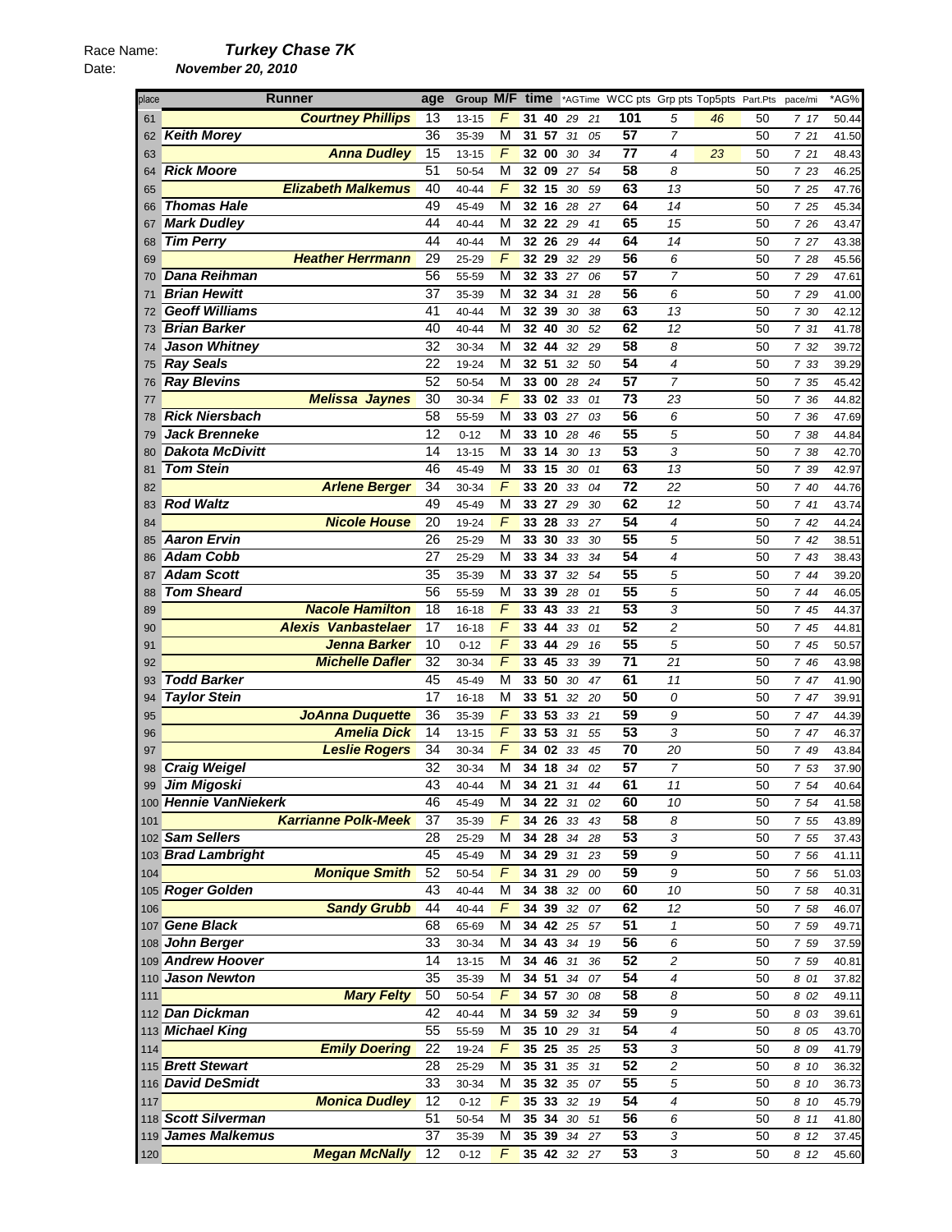Race Name: ***Turkey Chase 7K***

Date: ***November 20, 2010***

| place | Runner | age | Group | M/F | time | *AGTime | WCC pts | Grp pts | Top5pts | Part.Pts | pace/mi | *AG% |
|---|---|---|---|---|---|---|---|---|---|---|---|---|
| 61 | Courtney Phillips | 13 | 13-15 | F | 31 40 | 29 21 | 101 | 5 | 46 | 50 | 7 17 | 50.44 |
| 62 | Keith Morey | 36 | 35-39 | M | 31 57 | 31 05 | 57 | 7 | | 50 | 7 21 | 41.50 |
| 63 | Anna Dudley | 15 | 13-15 | F | 32 00 | 30 34 | 77 | 4 | 23 | 50 | 7 21 | 48.43 |
| 64 | Rick Moore | 51 | 50-54 | M | 32 09 | 27 54 | 58 | 8 | | 50 | 7 23 | 46.25 |
| 65 | Elizabeth Malkemus | 40 | 40-44 | F | 32 15 | 30 59 | 63 | 13 | | 50 | 7 25 | 47.76 |
| 66 | Thomas Hale | 49 | 45-49 | M | 32 16 | 28 27 | 64 | 14 | | 50 | 7 25 | 45.34 |
| 67 | Mark Dudley | 44 | 40-44 | M | 32 22 | 29 41 | 65 | 15 | | 50 | 7 26 | 43.47 |
| 68 | Tim Perry | 44 | 40-44 | M | 32 26 | 29 44 | 64 | 14 | | 50 | 7 27 | 43.38 |
| 69 | Heather Herrmann | 29 | 25-29 | F | 32 29 | 32 29 | 56 | 6 | | 50 | 7 28 | 45.56 |
| 70 | Dana Reihman | 56 | 55-59 | M | 32 33 | 27 06 | 57 | 7 | | 50 | 7 29 | 47.61 |
| 71 | Brian Hewitt | 37 | 35-39 | M | 32 34 | 31 28 | 56 | 6 | | 50 | 7 29 | 41.00 |
| 72 | Geoff Williams | 41 | 40-44 | M | 32 39 | 30 38 | 63 | 13 | | 50 | 7 30 | 42.12 |
| 73 | Brian Barker | 40 | 40-44 | M | 32 40 | 30 52 | 62 | 12 | | 50 | 7 31 | 41.78 |
| 74 | Jason Whitney | 32 | 30-34 | M | 32 44 | 32 29 | 58 | 8 | | 50 | 7 32 | 39.72 |
| 75 | Ray Seals | 22 | 19-24 | M | 32 51 | 32 50 | 54 | 4 | | 50 | 7 33 | 39.29 |
| 76 | Ray Blevins | 52 | 50-54 | M | 33 00 | 28 24 | 57 | 7 | | 50 | 7 35 | 45.42 |
| 77 | Melissa Jaynes | 30 | 30-34 | F | 33 02 | 33 01 | 73 | 23 | | 50 | 7 36 | 44.82 |
| 78 | Rick Niersbach | 58 | 55-59 | M | 33 03 | 27 03 | 56 | 6 | | 50 | 7 36 | 47.69 |
| 79 | Jack Brenneke | 12 | 0-12 | M | 33 10 | 28 46 | 55 | 5 | | 50 | 7 38 | 44.84 |
| 80 | Dakota McDivitt | 14 | 13-15 | M | 33 14 | 30 13 | 53 | 3 | | 50 | 7 38 | 42.70 |
| 81 | Tom Stein | 46 | 45-49 | M | 33 15 | 30 01 | 63 | 13 | | 50 | 7 39 | 42.97 |
| 82 | Arlene Berger | 34 | 30-34 | F | 33 20 | 33 04 | 72 | 22 | | 50 | 7 40 | 44.76 |
| 83 | Rod Waltz | 49 | 45-49 | M | 33 27 | 29 30 | 62 | 12 | | 50 | 7 41 | 43.74 |
| 84 | Nicole House | 20 | 19-24 | F | 33 28 | 33 27 | 54 | 4 | | 50 | 7 42 | 44.24 |
| 85 | Aaron Ervin | 26 | 25-29 | M | 33 30 | 33 30 | 55 | 5 | | 50 | 7 42 | 38.51 |
| 86 | Adam Cobb | 27 | 25-29 | M | 33 34 | 33 34 | 54 | 4 | | 50 | 7 43 | 38.43 |
| 87 | Adam Scott | 35 | 35-39 | M | 33 37 | 32 54 | 55 | 5 | | 50 | 7 44 | 39.20 |
| 88 | Tom Sheard | 56 | 55-59 | M | 33 39 | 28 01 | 55 | 5 | | 50 | 7 44 | 46.05 |
| 89 | Nacole Hamilton | 18 | 16-18 | F | 33 43 | 33 21 | 53 | 3 | | 50 | 7 45 | 44.37 |
| 90 | Alexis Vanbastelaer | 17 | 16-18 | F | 33 44 | 33 01 | 52 | 2 | | 50 | 7 45 | 44.81 |
| 91 | Jenna Barker | 10 | 0-12 | F | 33 44 | 29 16 | 55 | 5 | | 50 | 7 45 | 50.57 |
| 92 | Michelle Dafler | 32 | 30-34 | F | 33 45 | 33 39 | 71 | 21 | | 50 | 7 46 | 43.98 |
| 93 | Todd Barker | 45 | 45-49 | M | 33 50 | 30 47 | 61 | 11 | | 50 | 7 47 | 41.90 |
| 94 | Taylor Stein | 17 | 16-18 | M | 33 51 | 32 20 | 50 | 0 | | 50 | 7 47 | 39.91 |
| 95 | JoAnna Duquette | 36 | 35-39 | F | 33 53 | 33 21 | 59 | 9 | | 50 | 7 47 | 44.39 |
| 96 | Amelia Dick | 14 | 13-15 | F | 33 53 | 31 55 | 53 | 3 | | 50 | 7 47 | 46.37 |
| 97 | Leslie Rogers | 34 | 30-34 | F | 34 02 | 33 45 | 70 | 20 | | 50 | 7 49 | 43.84 |
| 98 | Craig Weigel | 32 | 30-34 | M | 34 18 | 34 02 | 57 | 7 | | 50 | 7 53 | 37.90 |
| 99 | Jim Migoski | 43 | 40-44 | M | 34 21 | 31 44 | 61 | 11 | | 50 | 7 54 | 40.64 |
| 100 | Hennie VanNiekerk | 46 | 45-49 | M | 34 22 | 31 02 | 60 | 10 | | 50 | 7 54 | 41.58 |
| 101 | Karrianne Polk-Meek | 37 | 35-39 | F | 34 26 | 33 43 | 58 | 8 | | 50 | 7 55 | 43.89 |
| 102 | Sam Sellers | 28 | 25-29 | M | 34 28 | 34 28 | 53 | 3 | | 50 | 7 55 | 37.43 |
| 103 | Brad Lambright | 45 | 45-49 | M | 34 29 | 31 23 | 59 | 9 | | 50 | 7 56 | 41.11 |
| 104 | Monique Smith | 52 | 50-54 | F | 34 31 | 29 00 | 59 | 9 | | 50 | 7 56 | 51.03 |
| 105 | Roger Golden | 43 | 40-44 | M | 34 38 | 32 00 | 60 | 10 | | 50 | 7 58 | 40.31 |
| 106 | Sandy Grubb | 44 | 40-44 | F | 34 39 | 32 07 | 62 | 12 | | 50 | 7 58 | 46.07 |
| 107 | Gene Black | 68 | 65-69 | M | 34 42 | 25 57 | 51 | 1 | | 50 | 7 59 | 49.71 |
| 108 | John Berger | 33 | 30-34 | M | 34 43 | 34 19 | 56 | 6 | | 50 | 7 59 | 37.59 |
| 109 | Andrew Hoover | 14 | 13-15 | M | 34 46 | 31 36 | 52 | 2 | | 50 | 7 59 | 40.81 |
| 110 | Jason Newton | 35 | 35-39 | M | 34 51 | 34 07 | 54 | 4 | | 50 | 8 01 | 37.82 |
| 111 | Mary Felty | 50 | 50-54 | F | 34 57 | 30 08 | 58 | 8 | | 50 | 8 02 | 49.11 |
| 112 | Dan Dickman | 42 | 40-44 | M | 34 59 | 32 34 | 59 | 9 | | 50 | 8 03 | 39.61 |
| 113 | Michael King | 55 | 55-59 | M | 35 10 | 29 31 | 54 | 4 | | 50 | 8 05 | 43.70 |
| 114 | Emily Doering | 22 | 19-24 | F | 35 25 | 35 25 | 53 | 3 | | 50 | 8 09 | 41.79 |
| 115 | Brett Stewart | 28 | 25-29 | M | 35 31 | 35 31 | 52 | 2 | | 50 | 8 10 | 36.32 |
| 116 | David DeSmidt | 33 | 30-34 | M | 35 32 | 35 07 | 55 | 5 | | 50 | 8 10 | 36.73 |
| 117 | Monica Dudley | 12 | 0-12 | F | 35 33 | 32 19 | 54 | 4 | | 50 | 8 10 | 45.79 |
| 118 | Scott Silverman | 51 | 50-54 | M | 35 34 | 30 51 | 56 | 6 | | 50 | 8 11 | 41.80 |
| 119 | James Malkemus | 37 | 35-39 | M | 35 39 | 34 27 | 53 | 3 | | 50 | 8 12 | 37.45 |
| 120 | Megan McNally | 12 | 0-12 | F | 35 42 | 32 27 | 53 | 3 | | 50 | 8 12 | 45.60 |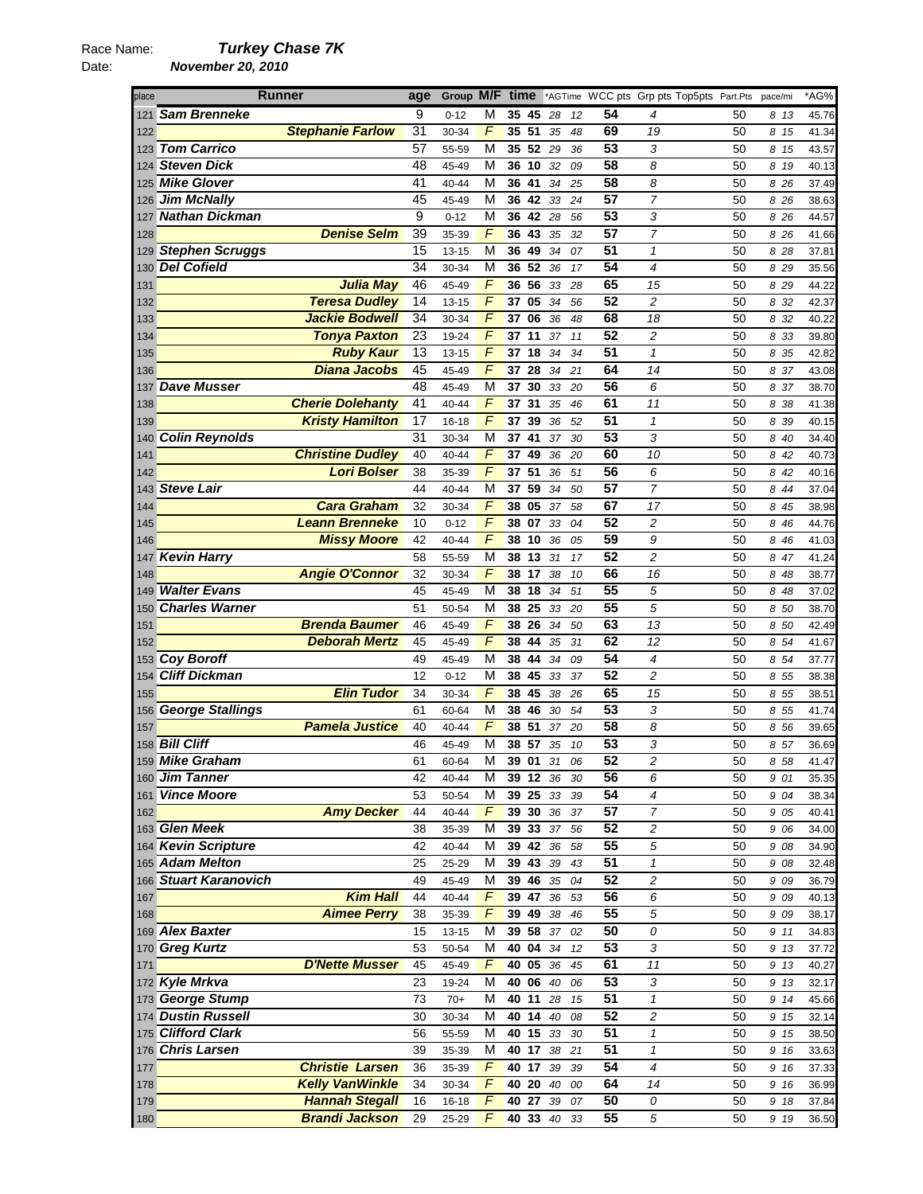Race Name: ***Turkey Chase 7K***

Date: ***November 20, 2010***

| place | Runner | age | Group | M/F | time | | *AGTime | | WCC pts | Grp pts | Top5pts | Part.Pts | pace/mi | *AG% |
|---|---|---|---|---|---|---|---|---|---|---|---|---|---|---|
| 121 | Sam Brenneke | 9 | 0-12 | M | 35 | 45 | 28 | 12 | 54 | 4 | | 50 | 8 13 | 45.76 |
| 122 | Stephanie Farlow | 31 | 30-34 | F | 35 | 51 | 35 | 48 | 69 | 19 | | 50 | 8 15 | 41.34 |
| 123 | Tom Carrico | 57 | 55-59 | M | 35 | 52 | 29 | 36 | 53 | 3 | | 50 | 8 15 | 43.57 |
| 124 | Steven Dick | 48 | 45-49 | M | 36 | 10 | 32 | 09 | 58 | 8 | | 50 | 8 19 | 40.13 |
| 125 | Mike Glover | 41 | 40-44 | M | 36 | 41 | 34 | 25 | 58 | 8 | | 50 | 8 26 | 37.49 |
| 126 | Jim McNally | 45 | 45-49 | M | 36 | 42 | 33 | 24 | 57 | 7 | | 50 | 8 26 | 38.63 |
| 127 | Nathan Dickman | 9 | 0-12 | M | 36 | 42 | 28 | 56 | 53 | 3 | | 50 | 8 26 | 44.57 |
| 128 | Denise Selm | 39 | 35-39 | F | 36 | 43 | 35 | 32 | 57 | 7 | | 50 | 8 26 | 41.66 |
| 129 | Stephen Scruggs | 15 | 13-15 | M | 36 | 49 | 34 | 07 | 51 | 1 | | 50 | 8 28 | 37.81 |
| 130 | Del Cofield | 34 | 30-34 | M | 36 | 52 | 36 | 17 | 54 | 4 | | 50 | 8 29 | 35.56 |
| 131 | Julia May | 46 | 45-49 | F | 36 | 56 | 33 | 28 | 65 | 15 | | 50 | 8 29 | 44.22 |
| 132 | Teresa Dudley | 14 | 13-15 | F | 37 | 05 | 34 | 56 | 52 | 2 | | 50 | 8 32 | 42.37 |
| 133 | Jackie Bodwell | 34 | 30-34 | F | 37 | 06 | 36 | 48 | 68 | 18 | | 50 | 8 32 | 40.22 |
| 134 | Tonya Paxton | 23 | 19-24 | F | 37 | 11 | 37 | 11 | 52 | 2 | | 50 | 8 33 | 39.80 |
| 135 | Ruby Kaur | 13 | 13-15 | F | 37 | 18 | 34 | 34 | 51 | 1 | | 50 | 8 35 | 42.82 |
| 136 | Diana Jacobs | 45 | 45-49 | F | 37 | 28 | 34 | 21 | 64 | 14 | | 50 | 8 37 | 43.08 |
| 137 | Dave Musser | 48 | 45-49 | M | 37 | 30 | 33 | 20 | 56 | 6 | | 50 | 8 37 | 38.70 |
| 138 | Cherie Dolehanty | 41 | 40-44 | F | 37 | 31 | 35 | 46 | 61 | 11 | | 50 | 8 38 | 41.38 |
| 139 | Kristy Hamilton | 17 | 16-18 | F | 37 | 39 | 36 | 52 | 51 | 1 | | 50 | 8 39 | 40.15 |
| 140 | Colin Reynolds | 31 | 30-34 | M | 37 | 41 | 37 | 30 | 53 | 3 | | 50 | 8 40 | 34.40 |
| 141 | Christine Dudley | 40 | 40-44 | F | 37 | 49 | 36 | 20 | 60 | 10 | | 50 | 8 42 | 40.73 |
| 142 | Lori Bolser | 38 | 35-39 | F | 37 | 51 | 36 | 51 | 56 | 6 | | 50 | 8 42 | 40.16 |
| 143 | Steve Lair | 44 | 40-44 | M | 37 | 59 | 34 | 50 | 57 | 7 | | 50 | 8 44 | 37.04 |
| 144 | Cara Graham | 32 | 30-34 | F | 38 | 05 | 37 | 58 | 67 | 17 | | 50 | 8 45 | 38.98 |
| 145 | Leann Brenneke | 10 | 0-12 | F | 38 | 07 | 33 | 04 | 52 | 2 | | 50 | 8 46 | 44.76 |
| 146 | Missy Moore | 42 | 40-44 | F | 38 | 10 | 36 | 05 | 59 | 9 | | 50 | 8 46 | 41.03 |
| 147 | Kevin Harry | 58 | 55-59 | M | 38 | 13 | 31 | 17 | 52 | 2 | | 50 | 8 47 | 41.24 |
| 148 | Angie O'Connor | 32 | 30-34 | F | 38 | 17 | 38 | 10 | 66 | 16 | | 50 | 8 48 | 38.77 |
| 149 | Walter Evans | 45 | 45-49 | M | 38 | 18 | 34 | 51 | 55 | 5 | | 50 | 8 48 | 37.02 |
| 150 | Charles Warner | 51 | 50-54 | M | 38 | 25 | 33 | 20 | 55 | 5 | | 50 | 8 50 | 38.70 |
| 151 | Brenda Baumer | 46 | 45-49 | F | 38 | 26 | 34 | 50 | 63 | 13 | | 50 | 8 50 | 42.49 |
| 152 | Deborah Mertz | 45 | 45-49 | F | 38 | 44 | 35 | 31 | 62 | 12 | | 50 | 8 54 | 41.67 |
| 153 | Coy Boroff | 49 | 45-49 | M | 38 | 44 | 34 | 09 | 54 | 4 | | 50 | 8 54 | 37.77 |
| 154 | Cliff Dickman | 12 | 0-12 | M | 38 | 45 | 33 | 37 | 52 | 2 | | 50 | 8 55 | 38.38 |
| 155 | Elin Tudor | 34 | 30-34 | F | 38 | 45 | 38 | 26 | 65 | 15 | | 50 | 8 55 | 38.51 |
| 156 | George Stallings | 61 | 60-64 | M | 38 | 46 | 30 | 54 | 53 | 3 | | 50 | 8 55 | 41.74 |
| 157 | Pamela Justice | 40 | 40-44 | F | 38 | 51 | 37 | 20 | 58 | 8 | | 50 | 8 56 | 39.65 |
| 158 | Bill Cliff | 46 | 45-49 | M | 38 | 57 | 35 | 10 | 53 | 3 | | 50 | 8 57 | 36.69 |
| 159 | Mike Graham | 61 | 60-64 | M | 39 | 01 | 31 | 06 | 52 | 2 | | 50 | 8 58 | 41.47 |
| 160 | Jim Tanner | 42 | 40-44 | M | 39 | 12 | 36 | 30 | 56 | 6 | | 50 | 9 01 | 35.35 |
| 161 | Vince Moore | 53 | 50-54 | M | 39 | 25 | 33 | 39 | 54 | 4 | | 50 | 9 04 | 38.34 |
| 162 | Amy Decker | 44 | 40-44 | F | 39 | 30 | 36 | 37 | 57 | 7 | | 50 | 9 05 | 40.41 |
| 163 | Glen Meek | 38 | 35-39 | M | 39 | 33 | 37 | 56 | 52 | 2 | | 50 | 9 06 | 34.00 |
| 164 | Kevin Scripture | 42 | 40-44 | M | 39 | 42 | 36 | 58 | 55 | 5 | | 50 | 9 08 | 34.90 |
| 165 | Adam Melton | 25 | 25-29 | M | 39 | 43 | 39 | 43 | 51 | 1 | | 50 | 9 08 | 32.48 |
| 166 | Stuart Karanovich | 49 | 45-49 | M | 39 | 46 | 35 | 04 | 52 | 2 | | 50 | 9 09 | 36.79 |
| 167 | Kim Hall | 44 | 40-44 | F | 39 | 47 | 36 | 53 | 56 | 6 | | 50 | 9 09 | 40.13 |
| 168 | Aimee Perry | 38 | 35-39 | F | 39 | 49 | 38 | 46 | 55 | 5 | | 50 | 9 09 | 38.17 |
| 169 | Alex Baxter | 15 | 13-15 | M | 39 | 58 | 37 | 02 | 50 | 0 | | 50 | 9 11 | 34.83 |
| 170 | Greg Kurtz | 53 | 50-54 | M | 40 | 04 | 34 | 12 | 53 | 3 | | 50 | 9 13 | 37.72 |
| 171 | D'Nette Musser | 45 | 45-49 | F | 40 | 05 | 36 | 45 | 61 | 11 | | 50 | 9 13 | 40.27 |
| 172 | Kyle Mrkva | 23 | 19-24 | M | 40 | 06 | 40 | 06 | 53 | 3 | | 50 | 9 13 | 32.17 |
| 173 | George Stump | 73 | 70+ | M | 40 | 11 | 28 | 15 | 51 | 1 | | 50 | 9 14 | 45.66 |
| 174 | Dustin Russell | 30 | 30-34 | M | 40 | 14 | 40 | 08 | 52 | 2 | | 50 | 9 15 | 32.14 |
| 175 | Clifford Clark | 56 | 55-59 | M | 40 | 15 | 33 | 30 | 51 | 1 | | 50 | 9 15 | 38.50 |
| 176 | Chris Larsen | 39 | 35-39 | M | 40 | 17 | 38 | 21 | 51 | 1 | | 50 | 9 16 | 33.63 |
| 177 | Christie Larsen | 36 | 35-39 | F | 40 | 17 | 39 | 39 | 54 | 4 | | 50 | 9 16 | 37.33 |
| 178 | Kelly VanWinkle | 34 | 30-34 | F | 40 | 20 | 40 | 00 | 64 | 14 | | 50 | 9 16 | 36.99 |
| 179 | Hannah Stegall | 16 | 16-18 | F | 40 | 27 | 39 | 07 | 50 | 0 | | 50 | 9 18 | 37.84 |
| 180 | Brandi Jackson | 29 | 25-29 | F | 40 | 33 | 40 | 33 | 55 | 5 | | 50 | 9 19 | 36.50 |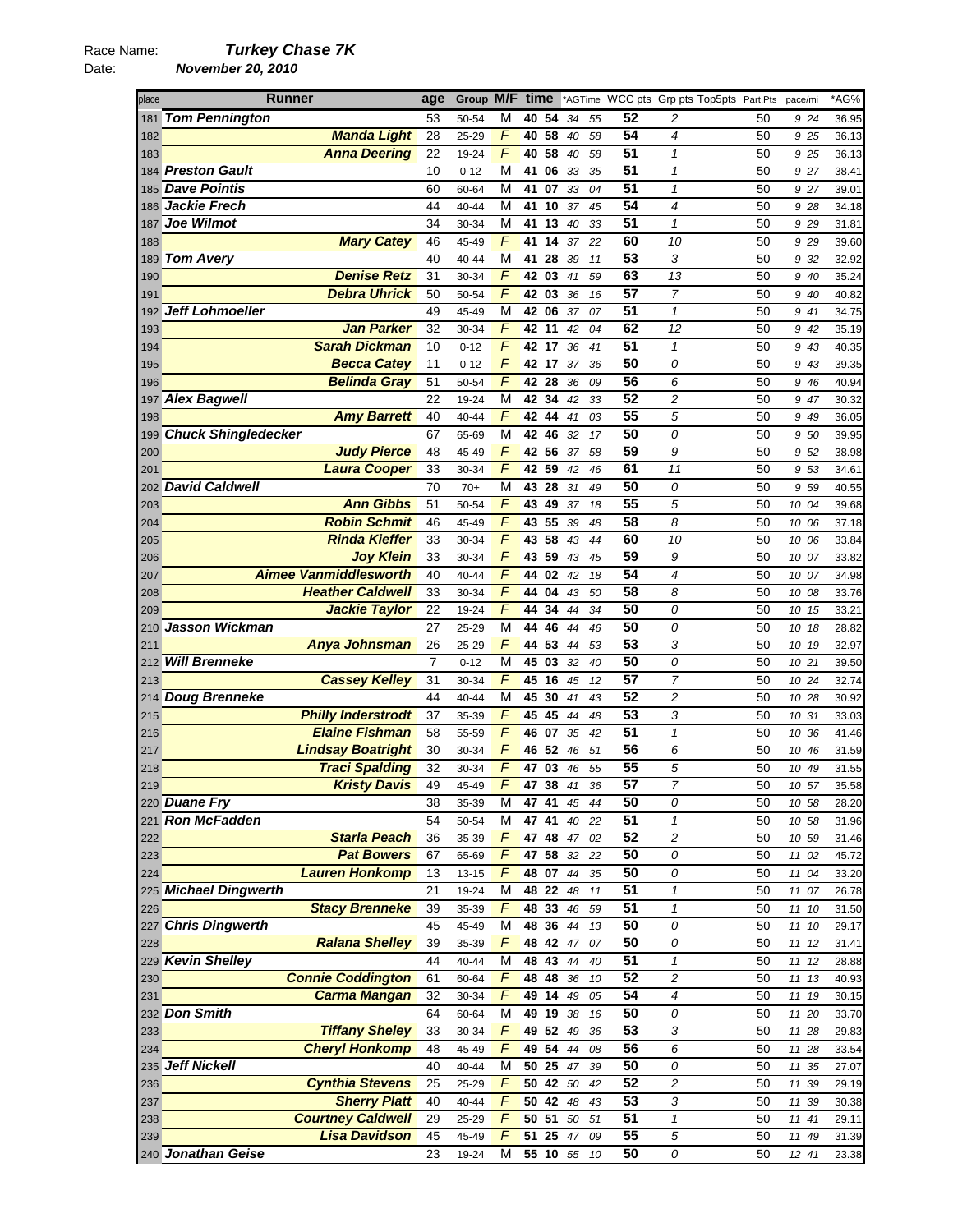Race Name: ***Turkey Chase 7K***

Date: ***November 20, 2010***

| place | Runner | age | Group | M/F | time | | *AGTime | | WCC pts | Grp pts | Top5pts | Part.Pts | pace/mi | *AG% |
|---|---|---|---|---|---|---|---|---|---|---|---|---|---|---|
| 181 | **Tom Pennington** | 53 | 50-54 | M | 40 | 54 | 34 | 55 | 52 | 2 | | 50 | 9 24 | 36.95 |
| 182 | **Manda Light** | 28 | 25-29 | F | 40 | 58 | 40 | 58 | 54 | 4 | | 50 | 9 25 | 36.13 |
| 183 | **Anna Deering** | 22 | 19-24 | F | 40 | 58 | 40 | 58 | 51 | 1 | | 50 | 9 25 | 36.13 |
| 184 | **Preston Gault** | 10 | 0-12 | M | 41 | 06 | 33 | 35 | 51 | 1 | | 50 | 9 27 | 38.41 |
| 185 | **Dave Pointis** | 60 | 60-64 | M | 41 | 07 | 33 | 04 | 51 | 1 | | 50 | 9 27 | 39.01 |
| 186 | **Jackie Frech** | 44 | 40-44 | M | 41 | 10 | 37 | 45 | 54 | 4 | | 50 | 9 28 | 34.18 |
| 187 | **Joe Wilmot** | 34 | 30-34 | M | 41 | 13 | 40 | 33 | 51 | 1 | | 50 | 9 29 | 31.81 |
| 188 | **Mary Catey** | 46 | 45-49 | F | 41 | 14 | 37 | 22 | 60 | 10 | | 50 | 9 29 | 39.60 |
| 189 | **Tom Avery** | 40 | 40-44 | M | 41 | 28 | 39 | 11 | 53 | 3 | | 50 | 9 32 | 32.92 |
| 190 | **Denise Retz** | 31 | 30-34 | F | 42 | 03 | 41 | 59 | 63 | 13 | | 50 | 9 40 | 35.24 |
| 191 | **Debra Uhrick** | 50 | 50-54 | F | 42 | 03 | 36 | 16 | 57 | 7 | | 50 | 9 40 | 40.82 |
| 192 | **Jeff Lohmoeller** | 49 | 45-49 | M | 42 | 06 | 37 | 07 | 51 | 1 | | 50 | 9 41 | 34.75 |
| 193 | **Jan Parker** | 32 | 30-34 | F | 42 | 11 | 42 | 04 | 62 | 12 | | 50 | 9 42 | 35.19 |
| 194 | **Sarah Dickman** | 10 | 0-12 | F | 42 | 17 | 36 | 41 | 51 | 1 | | 50 | 9 43 | 40.35 |
| 195 | **Becca Catey** | 11 | 0-12 | F | 42 | 17 | 37 | 36 | 50 | 0 | | 50 | 9 43 | 39.35 |
| 196 | **Belinda Gray** | 51 | 50-54 | F | 42 | 28 | 36 | 09 | 56 | 6 | | 50 | 9 46 | 40.94 |
| 197 | **Alex Bagwell** | 22 | 19-24 | M | 42 | 34 | 42 | 33 | 52 | 2 | | 50 | 9 47 | 30.32 |
| 198 | **Amy Barrett** | 40 | 40-44 | F | 42 | 44 | 41 | 03 | 55 | 5 | | 50 | 9 49 | 36.05 |
| 199 | **Chuck Shingledecker** | 67 | 65-69 | M | 42 | 46 | 32 | 17 | 50 | 0 | | 50 | 9 50 | 39.95 |
| 200 | **Judy Pierce** | 48 | 45-49 | F | 42 | 56 | 37 | 58 | 59 | 9 | | 50 | 9 52 | 38.98 |
| 201 | **Laura Cooper** | 33 | 30-34 | F | 42 | 59 | 42 | 46 | 61 | 11 | | 50 | 9 53 | 34.61 |
| 202 | **David Caldwell** | 70 | 70+ | M | 43 | 28 | 31 | 49 | 50 | 0 | | 50 | 9 59 | 40.55 |
| 203 | **Ann Gibbs** | 51 | 50-54 | F | 43 | 49 | 37 | 18 | 55 | 5 | | 50 | 10 04 | 39.68 |
| 204 | **Robin Schmit** | 46 | 45-49 | F | 43 | 55 | 39 | 48 | 58 | 8 | | 50 | 10 06 | 37.18 |
| 205 | **Rinda Kieffer** | 33 | 30-34 | F | 43 | 58 | 43 | 44 | 60 | 10 | | 50 | 10 06 | 33.84 |
| 206 | **Joy Klein** | 33 | 30-34 | F | 43 | 59 | 43 | 45 | 59 | 9 | | 50 | 10 07 | 33.82 |
| 207 | **Aimee Vanmiddlesworth** | 40 | 40-44 | F | 44 | 02 | 42 | 18 | 54 | 4 | | 50 | 10 07 | 34.98 |
| 208 | **Heather Caldwell** | 33 | 30-34 | F | 44 | 04 | 43 | 50 | 58 | 8 | | 50 | 10 08 | 33.76 |
| 209 | **Jackie Taylor** | 22 | 19-24 | F | 44 | 34 | 44 | 34 | 50 | 0 | | 50 | 10 15 | 33.21 |
| 210 | **Jasson Wickman** | 27 | 25-29 | M | 44 | 46 | 44 | 46 | 50 | 0 | | 50 | 10 18 | 28.82 |
| 211 | **Anya Johnsman** | 26 | 25-29 | F | 44 | 53 | 44 | 53 | 53 | 3 | | 50 | 10 19 | 32.97 |
| 212 | **Will Brenneke** | 7 | 0-12 | M | 45 | 03 | 32 | 40 | 50 | 0 | | 50 | 10 21 | 39.50 |
| 213 | **Cassey Kelley** | 31 | 30-34 | F | 45 | 16 | 45 | 12 | 57 | 7 | | 50 | 10 24 | 32.74 |
| 214 | **Doug Brenneke** | 44 | 40-44 | M | 45 | 30 | 41 | 43 | 52 | 2 | | 50 | 10 28 | 30.92 |
| 215 | **Philly Inderstrodt** | 37 | 35-39 | F | 45 | 45 | 44 | 48 | 53 | 3 | | 50 | 10 31 | 33.03 |
| 216 | **Elaine Fishman** | 58 | 55-59 | F | 46 | 07 | 35 | 42 | 51 | 1 | | 50 | 10 36 | 41.46 |
| 217 | **Lindsay Boatright** | 30 | 30-34 | F | 46 | 52 | 46 | 51 | 56 | 6 | | 50 | 10 46 | 31.59 |
| 218 | **Traci Spalding** | 32 | 30-34 | F | 47 | 03 | 46 | 55 | 55 | 5 | | 50 | 10 49 | 31.55 |
| 219 | **Kristy Davis** | 49 | 45-49 | F | 47 | 38 | 41 | 36 | 57 | 7 | | 50 | 10 57 | 35.58 |
| 220 | **Duane Fry** | 38 | 35-39 | M | 47 | 41 | 45 | 44 | 50 | 0 | | 50 | 10 58 | 28.20 |
| 221 | **Ron McFadden** | 54 | 50-54 | M | 47 | 41 | 40 | 22 | 51 | 1 | | 50 | 10 58 | 31.96 |
| 222 | **Starla Peach** | 36 | 35-39 | F | 47 | 48 | 47 | 02 | 52 | 2 | | 50 | 10 59 | 31.46 |
| 223 | **Pat Bowers** | 67 | 65-69 | F | 47 | 58 | 32 | 22 | 50 | 0 | | 50 | 11 02 | 45.72 |
| 224 | **Lauren Honkomp** | 13 | 13-15 | F | 48 | 07 | 44 | 35 | 50 | 0 | | 50 | 11 04 | 33.20 |
| 225 | **Michael Dingwerth** | 21 | 19-24 | M | 48 | 22 | 48 | 11 | 51 | 1 | | 50 | 11 07 | 26.78 |
| 226 | **Stacy Brenneke** | 39 | 35-39 | F | 48 | 33 | 46 | 59 | 51 | 1 | | 50 | 11 10 | 31.50 |
| 227 | **Chris Dingwerth** | 45 | 45-49 | M | 48 | 36 | 44 | 13 | 50 | 0 | | 50 | 11 10 | 29.17 |
| 228 | **Ralana Shelley** | 39 | 35-39 | F | 48 | 42 | 47 | 07 | 50 | 0 | | 50 | 11 12 | 31.41 |
| 229 | **Kevin Shelley** | 44 | 40-44 | M | 48 | 43 | 44 | 40 | 51 | 1 | | 50 | 11 12 | 28.88 |
| 230 | **Connie Coddington** | 61 | 60-64 | F | 48 | 48 | 36 | 10 | 52 | 2 | | 50 | 11 13 | 40.93 |
| 231 | **Carma Mangan** | 32 | 30-34 | F | 49 | 14 | 49 | 05 | 54 | 4 | | 50 | 11 19 | 30.15 |
| 232 | **Don Smith** | 64 | 60-64 | M | 49 | 19 | 38 | 16 | 50 | 0 | | 50 | 11 20 | 33.70 |
| 233 | **Tiffany Sheley** | 33 | 30-34 | F | 49 | 52 | 49 | 36 | 53 | 3 | | 50 | 11 28 | 29.83 |
| 234 | **Cheryl Honkomp** | 48 | 45-49 | F | 49 | 54 | 44 | 08 | 56 | 6 | | 50 | 11 28 | 33.54 |
| 235 | **Jeff Nickell** | 40 | 40-44 | M | 50 | 25 | 47 | 39 | 50 | 0 | | 50 | 11 35 | 27.07 |
| 236 | **Cynthia Stevens** | 25 | 25-29 | F | 50 | 42 | 50 | 42 | 52 | 2 | | 50 | 11 39 | 29.19 |
| 237 | **Sherry Platt** | 40 | 40-44 | F | 50 | 42 | 48 | 43 | 53 | 3 | | 50 | 11 39 | 30.38 |
| 238 | **Courtney Caldwell** | 29 | 25-29 | F | 50 | 51 | 50 | 51 | 51 | 1 | | 50 | 11 41 | 29.11 |
| 239 | **Lisa Davidson** | 45 | 45-49 | F | 51 | 25 | 47 | 09 | 55 | 5 | | 50 | 11 49 | 31.39 |
| 240 | **Jonathan Geise** | 23 | 19-24 | M | 55 | 10 | 55 | 10 | 50 | 0 | | 50 | 12 41 | 23.38 |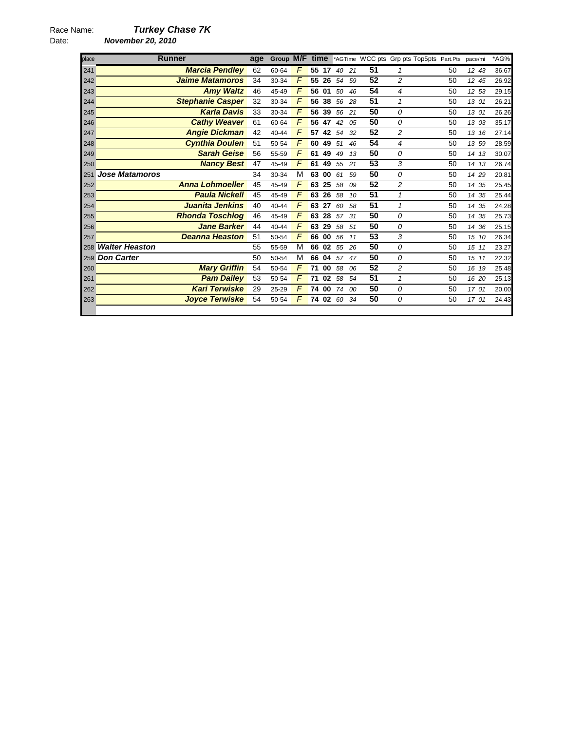Race Name: ***Turkey Chase 7K***

Date: ***November 20, 2010***

| place | Runner | age | Group | M/F | time | *AGTime | WCC pts | Grp pts | Top5pts | Part.Pts | pace/mi | *AG% |
|---|---|---|---|---|---|---|---|---|---|---|---|---|
| 241 | ***Marcia Pendley*** | 62 | 60-64 | *F* | **55 17** | *40 21* | **51** | *1* | | 50 | *12 43* | 36.67 |
| 242 | ***Jaime Matamoros*** | 34 | 30-34 | *F* | **55 26** | *54 59* | **52** | *2* | | 50 | *12 45* | 26.92 |
| 243 | ***Amy Waltz*** | 46 | 45-49 | *F* | **56 01** | *50 46* | **54** | *4* | | 50 | *12 53* | 29.15 |
| 244 | ***Stephanie Casper*** | 32 | 30-34 | *F* | **56 38** | *56 28* | **51** | *1* | | 50 | *13 01* | 26.21 |
| 245 | ***Karla Davis*** | 33 | 30-34 | *F* | **56 39** | *56 21* | **50** | *0* | | 50 | *13 01* | 26.26 |
| 246 | ***Cathy Weaver*** | 61 | 60-64 | *F* | **56 47** | *42 05* | **50** | *0* | | 50 | *13 03* | 35.17 |
| 247 | ***Angie Dickman*** | 42 | 40-44 | *F* | **57 42** | *54 32* | **52** | *2* | | 50 | *13 16* | 27.14 |
| 248 | ***Cynthia Doulen*** | 51 | 50-54 | *F* | **60 49** | *51 46* | **54** | *4* | | 50 | *13 59* | 28.59 |
| 249 | ***Sarah Geise*** | 56 | 55-59 | *F* | **61 49** | *49 13* | **50** | *0* | | 50 | *14 13* | 30.07 |
| 250 | ***Nancy Best*** | 47 | 45-49 | *F* | **61 49** | *55 21* | **53** | *3* | | 50 | *14 13* | 26.74 |
| 251 | ***Jose Matamoros*** | 34 | 30-34 | M | **63 00** | *61 59* | **50** | *0* | | 50 | *14 29* | 20.81 |
| 252 | ***Anna Lohmoeller*** | 45 | 45-49 | *F* | **63 25** | *58 09* | **52** | *2* | | 50 | *14 35* | 25.45 |
| 253 | ***Paula Nickell*** | 45 | 45-49 | *F* | **63 26** | *58 10* | **51** | *1* | | 50 | *14 35* | 25.44 |
| 254 | ***Juanita Jenkins*** | 40 | 40-44 | *F* | **63 27** | *60 58* | **51** | *1* | | 50 | *14 35* | 24.28 |
| 255 | ***Rhonda Toschlog*** | 46 | 45-49 | *F* | **63 28** | *57 31* | **50** | *0* | | 50 | *14 35* | 25.73 |
| 256 | ***Jane Barker*** | 44 | 40-44 | *F* | **63 29** | *58 51* | **50** | *0* | | 50 | *14 36* | 25.15 |
| 257 | ***Deanna Heaston*** | 51 | 50-54 | *F* | **66 00** | *56 11* | **53** | *3* | | 50 | *15 10* | 26.34 |
| 258 | ***Walter Heaston*** | 55 | 55-59 | M | **66 02** | *55 26* | **50** | *0* | | 50 | *15 11* | 23.27 |
| 259 | ***Don Carter*** | 50 | 50-54 | M | **66 04** | *57 47* | **50** | *0* | | 50 | *15 11* | 22.32 |
| 260 | ***Mary Griffin*** | 54 | 50-54 | *F* | **71 00** | *58 06* | **52** | *2* | | 50 | *16 19* | 25.48 |
| 261 | ***Pam Dailey*** | 53 | 50-54 | *F* | **71 02** | *58 54* | **51** | *1* | | 50 | *16 20* | 25.13 |
| 262 | ***Kari Terwiske*** | 29 | 25-29 | *F* | **74 00** | *74 00* | **50** | *0* | | 50 | *17 01* | 20.00 |
| 263 | ***Joyce Terwiske*** | 54 | 50-54 | *F* | **74 02** | *60 34* | **50** | *0* | | 50 | *17 01* | 24.43 |